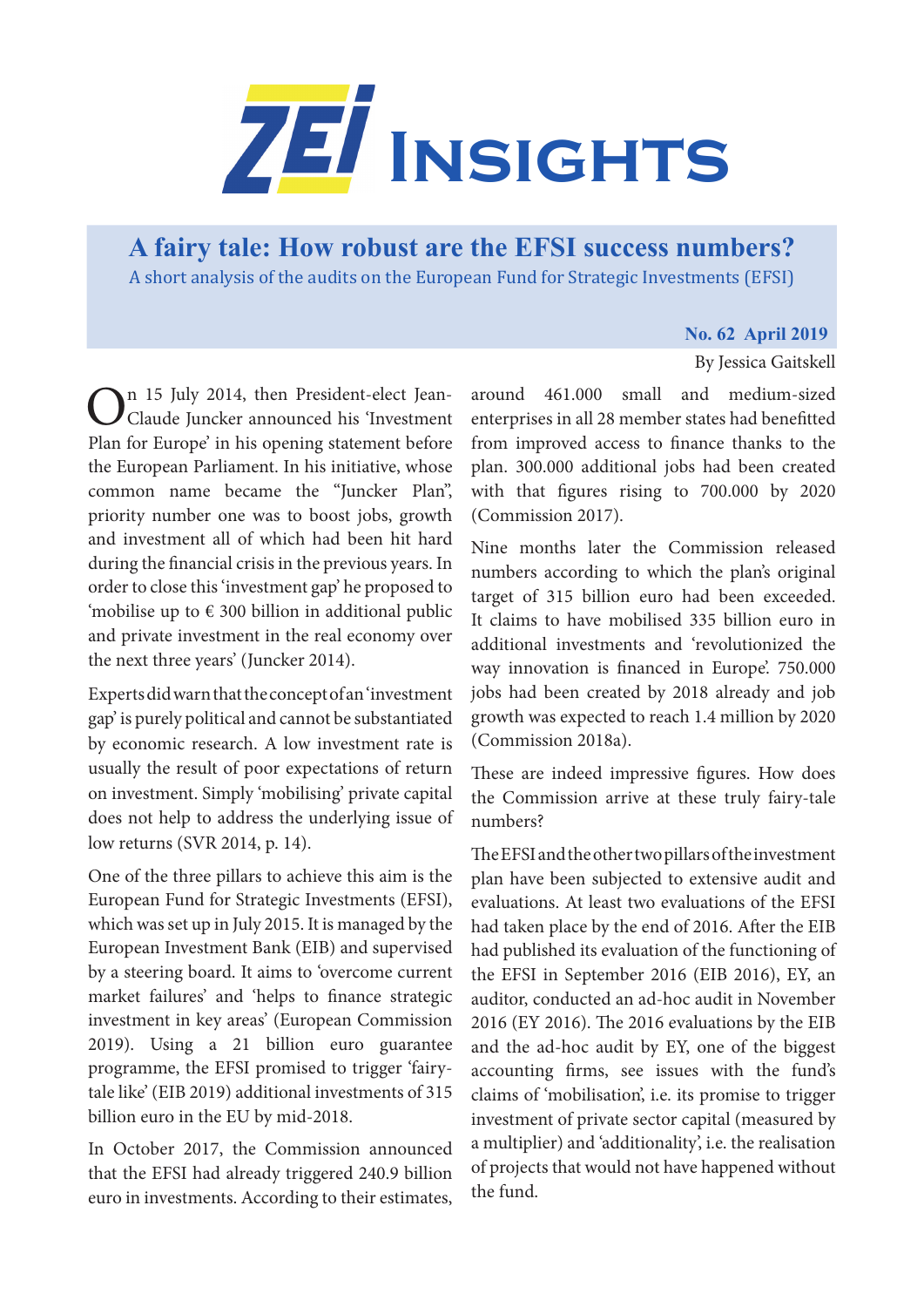# ZEI INSIGHTS

## A fairy tale: How robust are the EFSI success numbers?

A short analysis of the audits on the European Fund for Strategic Investments (EFSI)

**No. 62 April 2019**

By Jessica Gaitskell

On 15 July 2014, then President-elect Jean-Claude Juncker announced his 'Investment Plan for Europe' in his opening statement before the European Parliament. In his initiative, whose common name became the "Juncker Plan", priority number one was to boost jobs, growth and investment all of which had been hit hard during the financial crisis in the previous years. In order to close this 'investment gap' he proposed to 'mobilise up to € 300 billion in additional public and private investment in the real economy over the next three years' (Juncker 2014).

Experts did warn that the concept of an 'investment gap' is purely political and cannot be substantiated by economic research. A low investment rate is usually the result of poor expectations of return on investment. Simply 'mobilising' private capital does not help to address the underlying issue of low returns (SVR 2014, p. 14).

One of the three pillars to achieve this aim is the European Fund for Strategic Investments (EFSI), which was set up in July 2015. It is managed by the European Investment Bank (EIB) and supervised by a steering board. It aims to 'overcome current market failures' and 'helps to finance strategic investment in key areas' (European Commission 2019). Using a 21 billion euro guarantee programme, the EFSI promised to trigger 'fairy-tale like' (EIB 2019) additional investments of 315 billion euro in the EU by mid-2018.

In October 2017, the Commission announced that the EFSI had already triggered 240.9 billion euro in investments. According to their estimates, around 461.000 small and medium-sized enterprises in all 28 member states had benefitted from improved access to finance thanks to the plan. 300.000 additional jobs had been created with that figures rising to 700.000 by 2020 (Commission 2017).

Nine months later the Commission released numbers according to which the plan's original target of 315 billion euro had been exceeded. It claims to have mobilised 335 billion euro in additional investments and 'revolutionized the way innovation is financed in Europe'. 750.000 jobs had been created by 2018 already and job growth was expected to reach 1.4 million by 2020 (Commission 2018a).

These are indeed impressive figures. How does the Commission arrive at these truly fairy-tale numbers?

The EFSI and the other two pillars of the investment plan have been subjected to extensive audit and evaluations. At least two evaluations of the EFSI had taken place by the end of 2016. After the EIB had published its evaluation of the functioning of the EFSI in September 2016 (EIB 2016), EY, an auditor, conducted an ad-hoc audit in November 2016 (EY 2016). The 2016 evaluations by the EIB and the ad-hoc audit by EY, one of the biggest accounting firms, see issues with the fund's claims of 'mobilisation', i.e. its promise to trigger investment of private sector capital (measured by a multiplier) and 'additionality', i.e. the realisation of projects that would not have happened without the fund.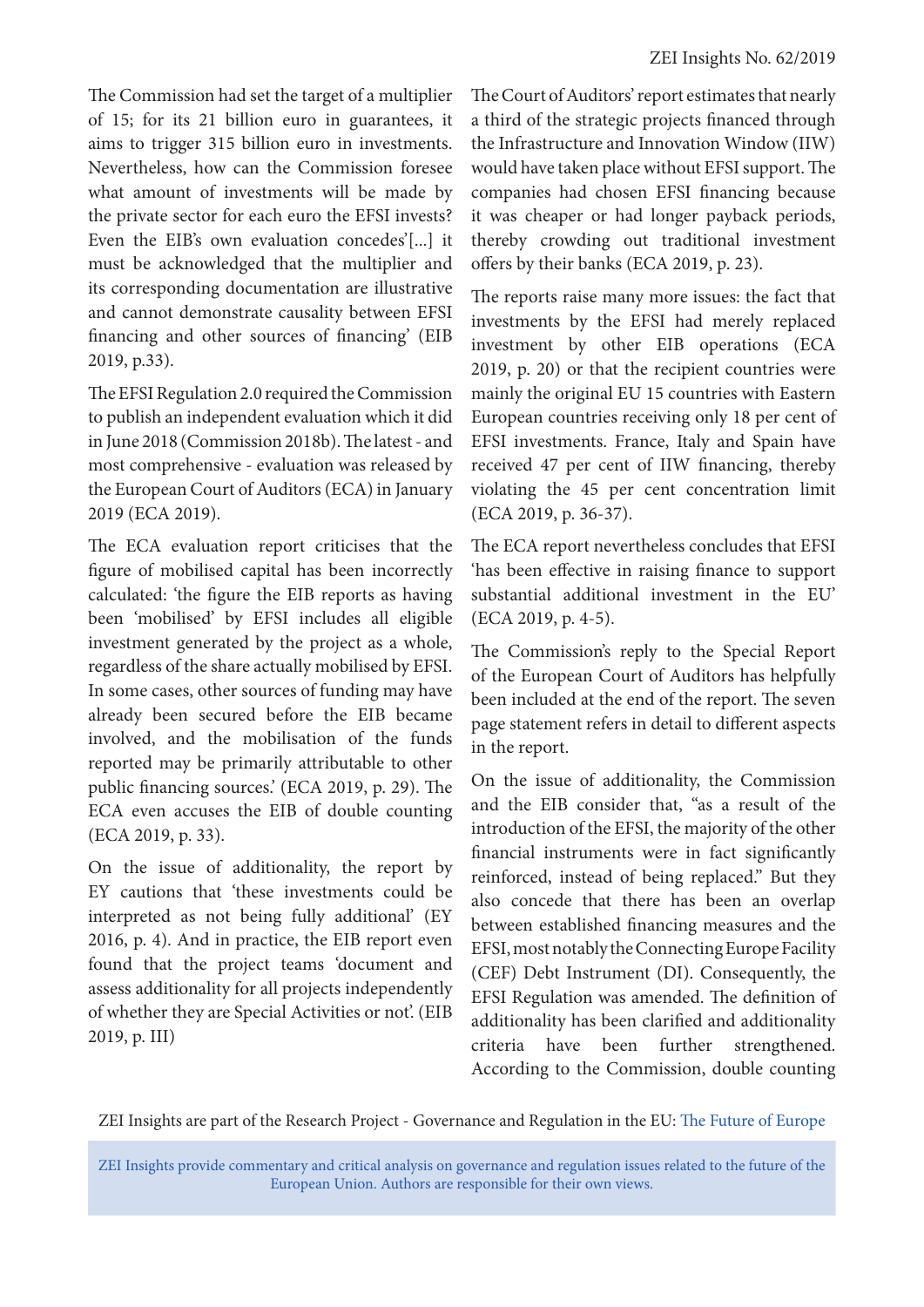The Commission had set the target of a multiplier of 15; for its 21 billion euro in guarantees, it aims to trigger 315 billion euro in investments. Nevertheless, how can the Commission foresee what amount of investments will be made by the private sector for each euro the EFSI invests? Even the EIB's own evaluation concedes'[...] it must be acknowledged that the multiplier and its corresponding documentation are illustrative and cannot demonstrate causality between EFSI financing and other sources of financing' (EIB 2019, p.33).

The EFSI Regulation 2.0 required the Commission to publish an independent evaluation which it did in June 2018 (Commission 2018b). The latest - and most comprehensive - evaluation was released by the European Court of Auditors (ECA) in January 2019 (ECA 2019).

The ECA evaluation report criticises that the figure of mobilised capital has been incorrectly calculated: 'the figure the EIB reports as having been 'mobilised' by EFSI includes all eligible investment generated by the project as a whole, regardless of the share actually mobilised by EFSI. In some cases, other sources of funding may have already been secured before the EIB became involved, and the mobilisation of the funds reported may be primarily attributable to other public financing sources.' (ECA 2019, p. 29). The ECA even accuses the EIB of double counting (ECA 2019, p. 33).

On the issue of additionality, the report by EY cautions that 'these investments could be interpreted as not being fully additional' (EY 2016, p. 4). And in practice, the EIB report even found that the project teams 'document and assess additionality for all projects independently of whether they are Special Activities or not'. (EIB 2019, p. III)

The Court of Auditors' report estimates that nearly a third of the strategic projects financed through the Infrastructure and Innovation Window (IIW) would have taken place without EFSI support. The companies had chosen EFSI financing because it was cheaper or had longer payback periods, thereby crowding out traditional investment offers by their banks (ECA 2019, p. 23).

The reports raise many more issues: the fact that investments by the EFSI had merely replaced investment by other EIB operations (ECA 2019, p. 20) or that the recipient countries were mainly the original EU 15 countries with Eastern European countries receiving only 18 per cent of EFSI investments. France, Italy and Spain have received 47 per cent of IIW financing, thereby violating the 45 per cent concentration limit (ECA 2019, p. 36-37).

The ECA report nevertheless concludes that EFSI 'has been effective in raising finance to support substantial additional investment in the EU' (ECA 2019, p. 4-5).

The Commission's reply to the Special Report of the European Court of Auditors has helpfully been included at the end of the report. The seven page statement refers in detail to different aspects in the report.

On the issue of additionality, the Commission and the EIB consider that, "as a result of the introduction of the EFSI, the majority of the other financial instruments were in fact significantly reinforced, instead of being replaced." But they also concede that there has been an overlap between established financing measures and the EFSI, most notably the Connecting Europe Facility (CEF) Debt Instrument (DI). Consequently, the EFSI Regulation was amended. The definition of additionality has been clarified and additionality criteria have been further strengthened. According to the Commission, double counting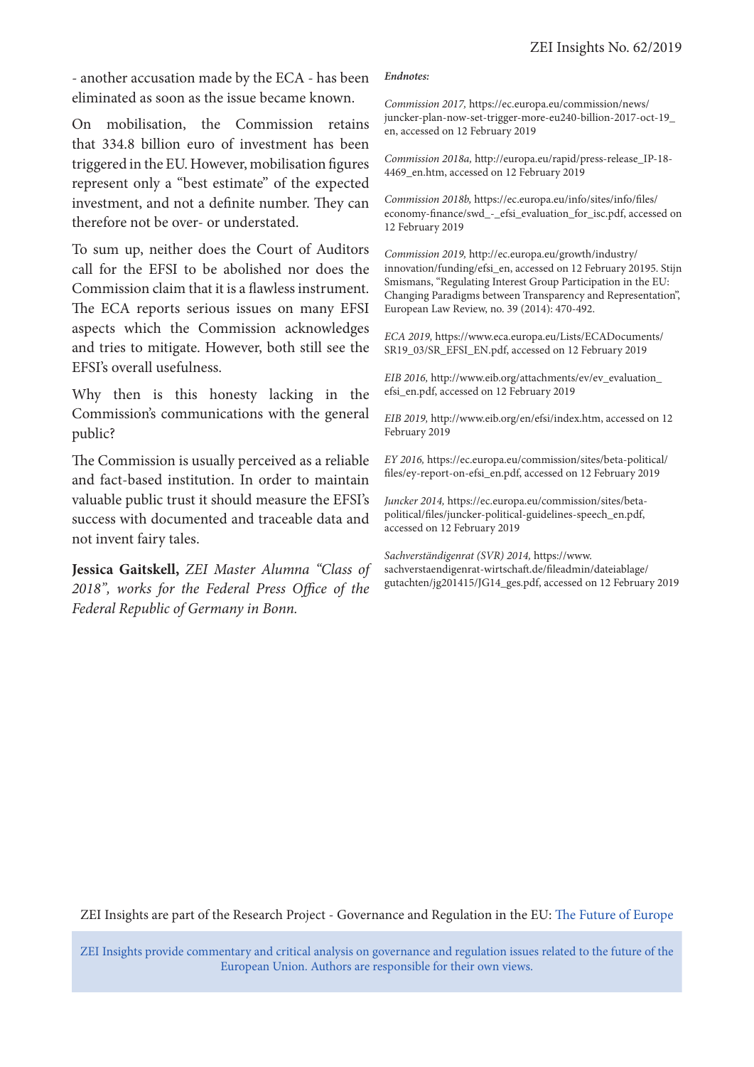- another accusation made by the ECA - has been eliminated as soon as the issue became known.

On mobilisation, the Commission retains that 334.8 billion euro of investment has been triggered in the EU. However, mobilisation figures represent only a "best estimate" of the expected investment, and not a definite number. They can therefore not be over- or understated.

To sum up, neither does the Court of Auditors call for the EFSI to be abolished nor does the Commission claim that it is a flawless instrument. The ECA reports serious issues on many EFSI aspects which the Commission acknowledges and tries to mitigate. However, both still see the EFSI's overall usefulness.

Why then is this honesty lacking in the Commission's communications with the general public?

The Commission is usually perceived as a reliable and fact-based institution. In order to maintain valuable public trust it should measure the EFSI's success with documented and traceable data and not invent fairy tales.

**Jessica Gaitskell,** *ZEI Master Alumna "Class of 2018", works for the Federal Press Office of the Federal Republic of Germany in Bonn.*

***Endnotes:***

*Commission 2017,* https://ec.europa.eu/commission/news/juncker-plan-now-set-trigger-more-eu240-billion-2017-oct-19_en, accessed on 12 February 2019

*Commission 2018a,* http://europa.eu/rapid/press-release_IP-18-4469_en.htm, accessed on 12 February 2019

*Commission 2018b,* https://ec.europa.eu/info/sites/info/files/economy-finance/swd_-_efsi_evaluation_for_isc.pdf, accessed on 12 February 2019

*Commission 2019,* http://ec.europa.eu/growth/industry/innovation/funding/efsi_en, accessed on 12 February 20195. Stijn Smismans, "Regulating Interest Group Participation in the EU: Changing Paradigms between Transparency and Representation", European Law Review, no. 39 (2014): 470-492.

*ECA 2019,* https://www.eca.europa.eu/Lists/ECADocuments/SR19_03/SR_EFSI_EN.pdf, accessed on 12 February 2019

*EIB 2016,* http://www.eib.org/attachments/ev/ev_evaluation_efsi_en.pdf, accessed on 12 February 2019

*EIB 2019,* http://www.eib.org/en/efsi/index.htm, accessed on 12 February 2019

*EY 2016,* https://ec.europa.eu/commission/sites/beta-political/files/ey-report-on-efsi_en.pdf, accessed on 12 February 2019

*Juncker 2014,* https://ec.europa.eu/commission/sites/beta-political/files/juncker-political-guidelines-speech_en.pdf, accessed on 12 February 2019

*Sachverständigenrat (SVR) 2014,* https://www.sachverstaendigenrat-wirtschaft.de/fileadmin/dateiablage/gutachten/jg201415/JG14_ges.pdf, accessed on 12 February 2019

ZEI Insights are part of the Research Project - Governance and Regulation in the EU: The Future of Europe

ZEI Insights provide commentary and critical analysis on governance and regulation issues related to the future of the European Union. Authors are responsible for their own views.